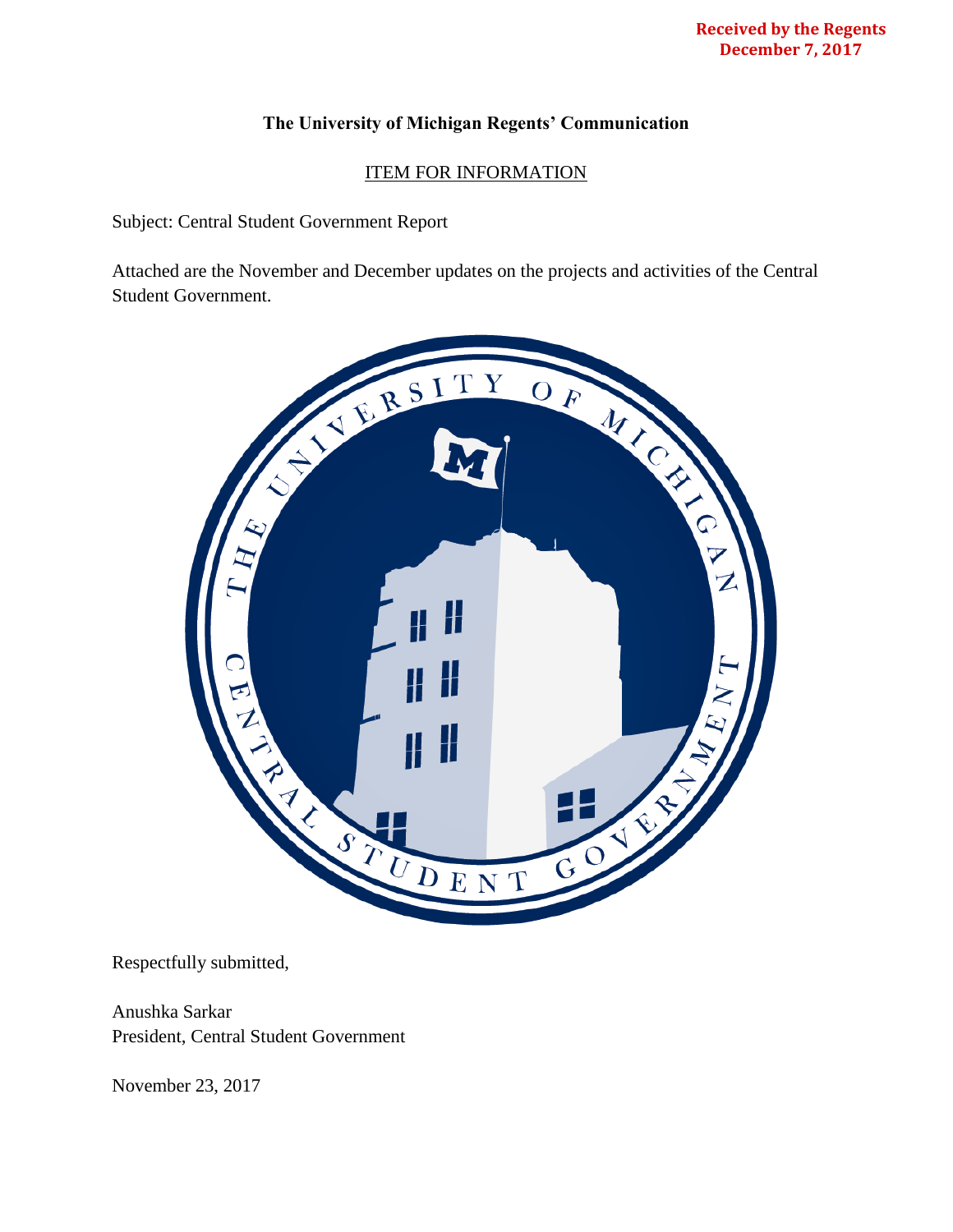**Received by the Regents**
**December 7, 2017**

**The University of Michigan Regents' Communication**

ITEM FOR INFORMATION

Subject: Central Student Government Report

Attached are the November and December updates on the projects and activities of the Central Student Government.

Respectfully submitted,

Anushka Sarkar
President, Central Student Government

November 23, 2017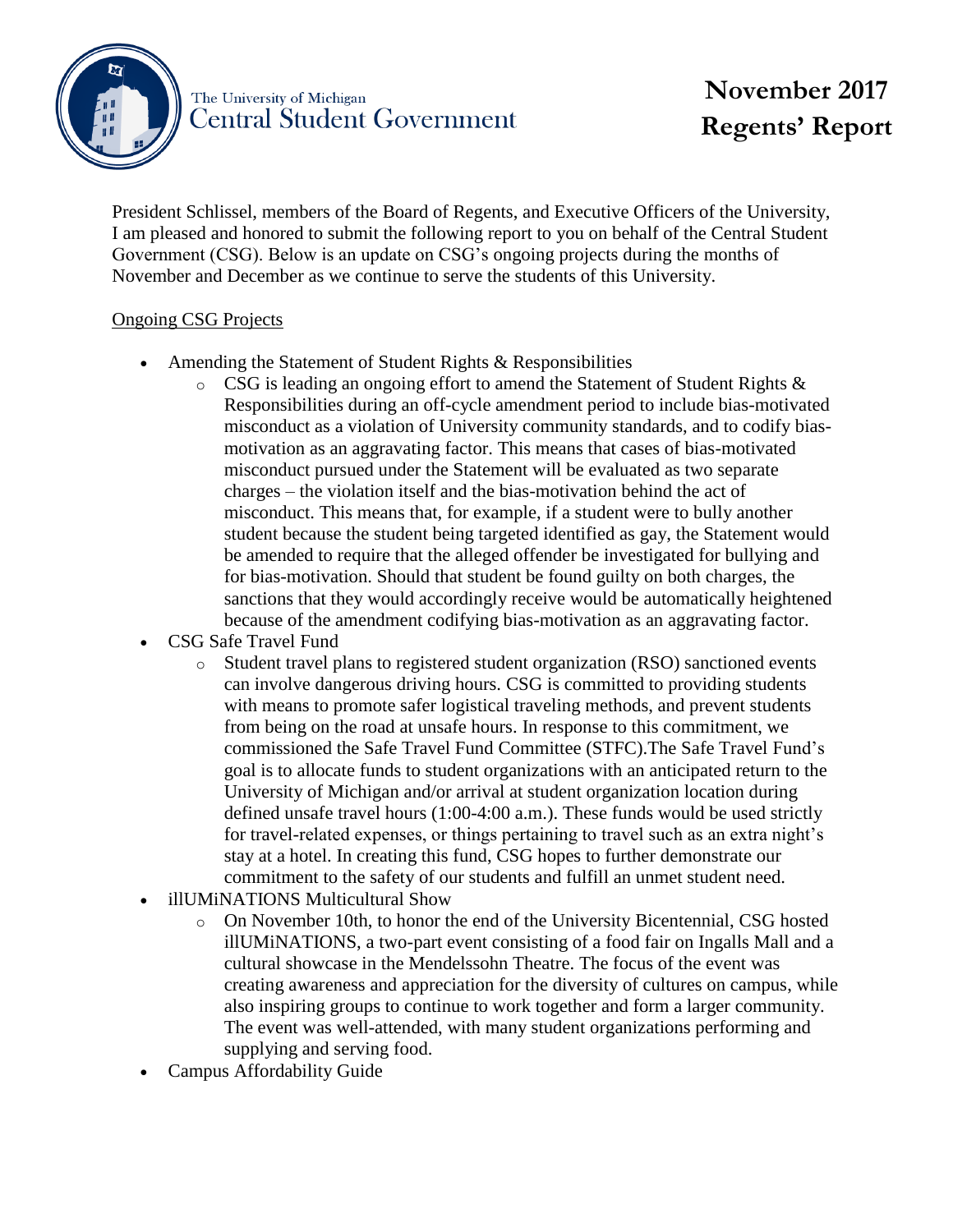The University of Michigan
Central Student Government

# November 2017 Regents' Report

President Schlissel, members of the Board of Regents, and Executive Officers of the University, I am pleased and honored to submit the following report to you on behalf of the Central Student Government (CSG). Below is an update on CSG's ongoing projects during the months of November and December as we continue to serve the students of this University.

## Ongoing CSG Projects

- Amending the Statement of Student Rights & Responsibilities
  - CSG is leading an ongoing effort to amend the Statement of Student Rights & Responsibilities during an off-cycle amendment period to include bias-motivated misconduct as a violation of University community standards, and to codify bias-motivation as an aggravating factor. This means that cases of bias-motivated misconduct pursued under the Statement will be evaluated as two separate charges – the violation itself and the bias-motivation behind the act of misconduct. This means that, for example, if a student were to bully another student because the student being targeted identified as gay, the Statement would be amended to require that the alleged offender be investigated for bullying and for bias-motivation. Should that student be found guilty on both charges, the sanctions that they would accordingly receive would be automatically heightened because of the amendment codifying bias-motivation as an aggravating factor.
- CSG Safe Travel Fund
  - Student travel plans to registered student organization (RSO) sanctioned events can involve dangerous driving hours. CSG is committed to providing students with means to promote safer logistical traveling methods, and prevent students from being on the road at unsafe hours. In response to this commitment, we commissioned the Safe Travel Fund Committee (STFC).The Safe Travel Fund's goal is to allocate funds to student organizations with an anticipated return to the University of Michigan and/or arrival at student organization location during defined unsafe travel hours (1:00-4:00 a.m.). These funds would be used strictly for travel-related expenses, or things pertaining to travel such as an extra night's stay at a hotel. In creating this fund, CSG hopes to further demonstrate our commitment to the safety of our students and fulfill an unmet student need.
- illUMiNATIONS Multicultural Show
  - On November 10th, to honor the end of the University Bicentennial, CSG hosted illUMiNATIONS, a two-part event consisting of a food fair on Ingalls Mall and a cultural showcase in the Mendelssohn Theatre. The focus of the event was creating awareness and appreciation for the diversity of cultures on campus, while also inspiring groups to continue to work together and form a larger community. The event was well-attended, with many student organizations performing and supplying and serving food.
- Campus Affordability Guide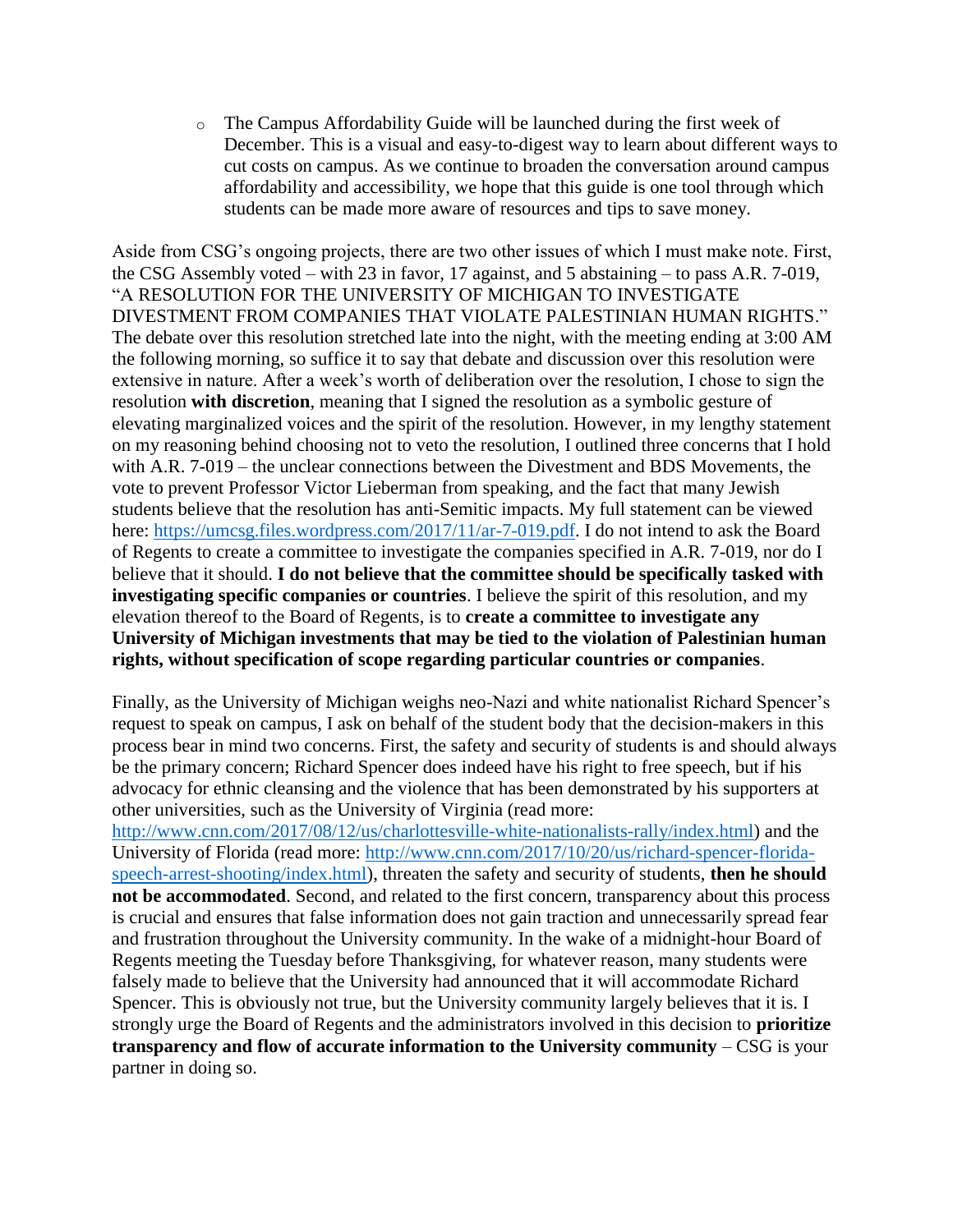- The Campus Affordability Guide will be launched during the first week of December. This is a visual and easy-to-digest way to learn about different ways to cut costs on campus. As we continue to broaden the conversation around campus affordability and accessibility, we hope that this guide is one tool through which students can be made more aware of resources and tips to save money.

Aside from CSG's ongoing projects, there are two other issues of which I must make note. First, the CSG Assembly voted – with 23 in favor, 17 against, and 5 abstaining – to pass A.R. 7-019, "A RESOLUTION FOR THE UNIVERSITY OF MICHIGAN TO INVESTIGATE DIVESTMENT FROM COMPANIES THAT VIOLATE PALESTINIAN HUMAN RIGHTS." The debate over this resolution stretched late into the night, with the meeting ending at 3:00 AM the following morning, so suffice it to say that debate and discussion over this resolution were extensive in nature. After a week's worth of deliberation over the resolution, I chose to sign the resolution **with discretion**, meaning that I signed the resolution as a symbolic gesture of elevating marginalized voices and the spirit of the resolution. However, in my lengthy statement on my reasoning behind choosing not to veto the resolution, I outlined three concerns that I hold with A.R. 7-019 – the unclear connections between the Divestment and BDS Movements, the vote to prevent Professor Victor Lieberman from speaking, and the fact that many Jewish students believe that the resolution has anti-Semitic impacts. My full statement can be viewed here: [https://umcsg.files.wordpress.com/2017/11/ar-7-019.pdf](https://umcsg.files.wordpress.com/2017/11/ar-7-019.pdf). I do not intend to ask the Board of Regents to create a committee to investigate the companies specified in A.R. 7-019, nor do I believe that it should. **I do not believe that the committee should be specifically tasked with investigating specific companies or countries**. I believe the spirit of this resolution, and my elevation thereof to the Board of Regents, is to **create a committee to investigate any University of Michigan investments that may be tied to the violation of Palestinian human rights, without specification of scope regarding particular countries or companies**.

Finally, as the University of Michigan weighs neo-Nazi and white nationalist Richard Spencer's request to speak on campus, I ask on behalf of the student body that the decision-makers in this process bear in mind two concerns. First, the safety and security of students is and should always be the primary concern; Richard Spencer does indeed have his right to free speech, but if his advocacy for ethnic cleansing and the violence that has been demonstrated by his supporters at other universities, such as the University of Virginia (read more: [http://www.cnn.com/2017/08/12/us/charlottesville-white-nationalists-rally/index.html](http://www.cnn.com/2017/08/12/us/charlottesville-white-nationalists-rally/index.html)) and the University of Florida (read more: [http://www.cnn.com/2017/10/20/us/richard-spencer-florida-speech-arrest-shooting/index.html](http://www.cnn.com/2017/10/20/us/richard-spencer-florida-speech-arrest-shooting/index.html)), threaten the safety and security of students, **then he should not be accommodated**. Second, and related to the first concern, transparency about this process is crucial and ensures that false information does not gain traction and unnecessarily spread fear and frustration throughout the University community. In the wake of a midnight-hour Board of Regents meeting the Tuesday before Thanksgiving, for whatever reason, many students were falsely made to believe that the University had announced that it will accommodate Richard Spencer. This is obviously not true, but the University community largely believes that it is. I strongly urge the Board of Regents and the administrators involved in this decision to **prioritize transparency and flow of accurate information to the University community** – CSG is your partner in doing so.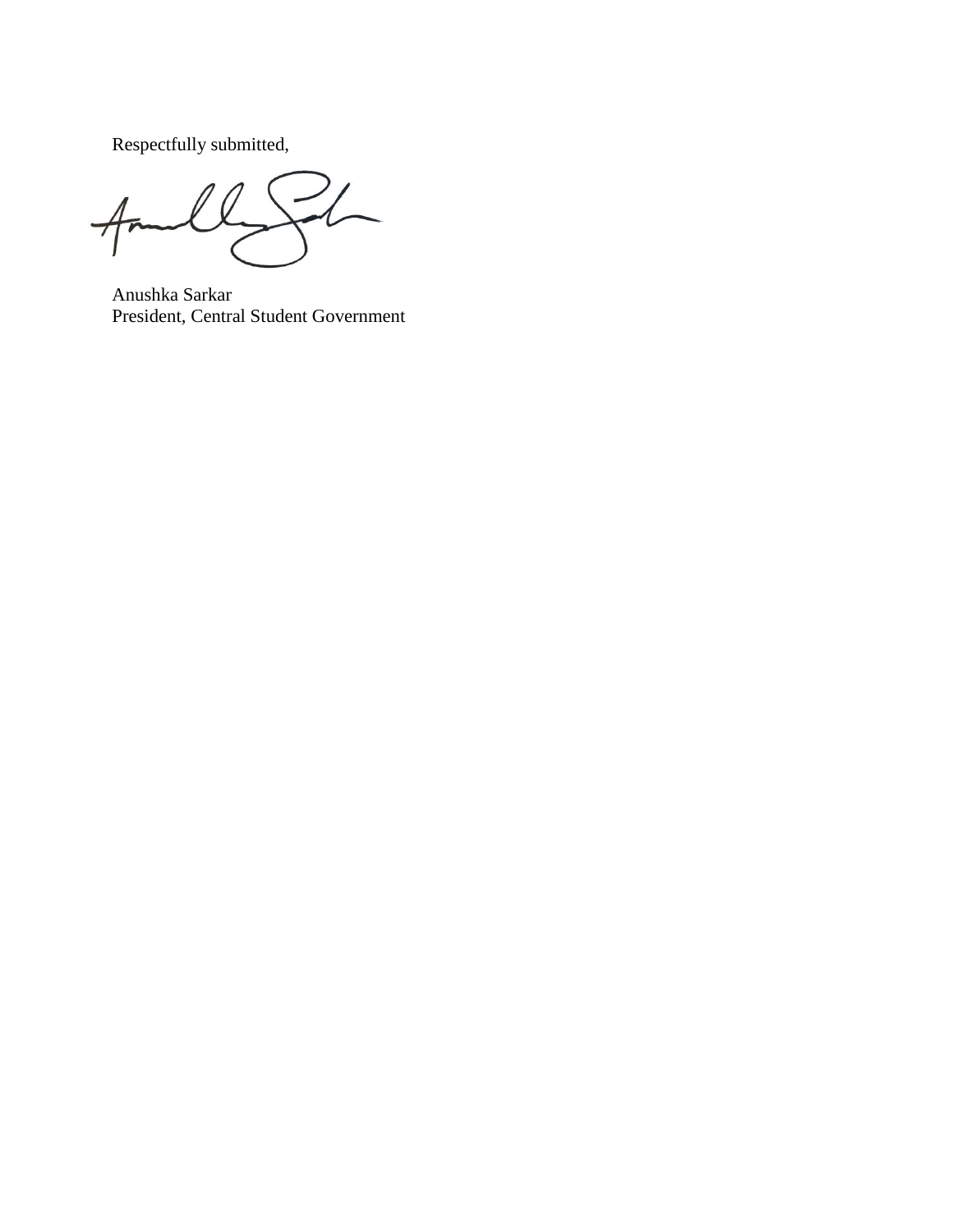Respectfully submitted,

Anushka Sarkar
President, Central Student Government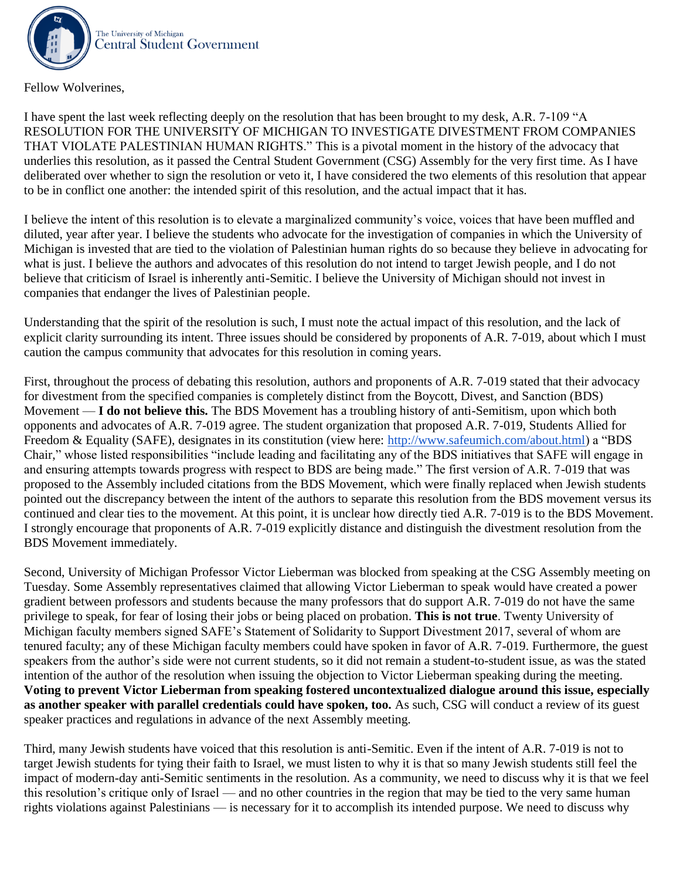The University of Michigan
Central Student Government

Fellow Wolverines,

I have spent the last week reflecting deeply on the resolution that has been brought to my desk, A.R. 7-109 "A RESOLUTION FOR THE UNIVERSITY OF MICHIGAN TO INVESTIGATE DIVESTMENT FROM COMPANIES THAT VIOLATE PALESTINIAN HUMAN RIGHTS." This is a pivotal moment in the history of the advocacy that underlies this resolution, as it passed the Central Student Government (CSG) Assembly for the very first time. As I have deliberated over whether to sign the resolution or veto it, I have considered the two elements of this resolution that appear to be in conflict one another: the intended spirit of this resolution, and the actual impact that it has.

I believe the intent of this resolution is to elevate a marginalized community's voice, voices that have been muffled and diluted, year after year. I believe the students who advocate for the investigation of companies in which the University of Michigan is invested that are tied to the violation of Palestinian human rights do so because they believe in advocating for what is just. I believe the authors and advocates of this resolution do not intend to target Jewish people, and I do not believe that criticism of Israel is inherently anti-Semitic. I believe the University of Michigan should not invest in companies that endanger the lives of Palestinian people.

Understanding that the spirit of the resolution is such, I must note the actual impact of this resolution, and the lack of explicit clarity surrounding its intent. Three issues should be considered by proponents of A.R. 7-019, about which I must caution the campus community that advocates for this resolution in coming years.

First, throughout the process of debating this resolution, authors and proponents of A.R. 7-019 stated that their advocacy for divestment from the specified companies is completely distinct from the Boycott, Divest, and Sanction (BDS) Movement — **I do not believe this.** The BDS Movement has a troubling history of anti-Semitism, upon which both opponents and advocates of A.R. 7-019 agree. The student organization that proposed A.R. 7-019, Students Allied for Freedom & Equality (SAFE), designates in its constitution (view here: http://www.safeumich.com/about.html) a "BDS Chair," whose listed responsibilities "include leading and facilitating any of the BDS initiatives that SAFE will engage in and ensuring attempts towards progress with respect to BDS are being made." The first version of A.R. 7-019 that was proposed to the Assembly included citations from the BDS Movement, which were finally replaced when Jewish students pointed out the discrepancy between the intent of the authors to separate this resolution from the BDS movement versus its continued and clear ties to the movement. At this point, it is unclear how directly tied A.R. 7-019 is to the BDS Movement. I strongly encourage that proponents of A.R. 7-019 explicitly distance and distinguish the divestment resolution from the BDS Movement immediately.

Second, University of Michigan Professor Victor Lieberman was blocked from speaking at the CSG Assembly meeting on Tuesday. Some Assembly representatives claimed that allowing Victor Lieberman to speak would have created a power gradient between professors and students because the many professors that do support A.R. 7-019 do not have the same privilege to speak, for fear of losing their jobs or being placed on probation. **This is not true**. Twenty University of Michigan faculty members signed SAFE's Statement of Solidarity to Support Divestment 2017, several of whom are tenured faculty; any of these Michigan faculty members could have spoken in favor of A.R. 7-019. Furthermore, the guest speakers from the author's side were not current students, so it did not remain a student-to-student issue, as was the stated intention of the author of the resolution when issuing the objection to Victor Lieberman speaking during the meeting. **Voting to prevent Victor Lieberman from speaking fostered uncontextualized dialogue around this issue, especially as another speaker with parallel credentials could have spoken, too.** As such, CSG will conduct a review of its guest speaker practices and regulations in advance of the next Assembly meeting.

Third, many Jewish students have voiced that this resolution is anti-Semitic. Even if the intent of A.R. 7-019 is not to target Jewish students for tying their faith to Israel, we must listen to why it is that so many Jewish students still feel the impact of modern-day anti-Semitic sentiments in the resolution. As a community, we need to discuss why it is that we feel this resolution's critique only of Israel — and no other countries in the region that may be tied to the very same human rights violations against Palestinians — is necessary for it to accomplish its intended purpose. We need to discuss why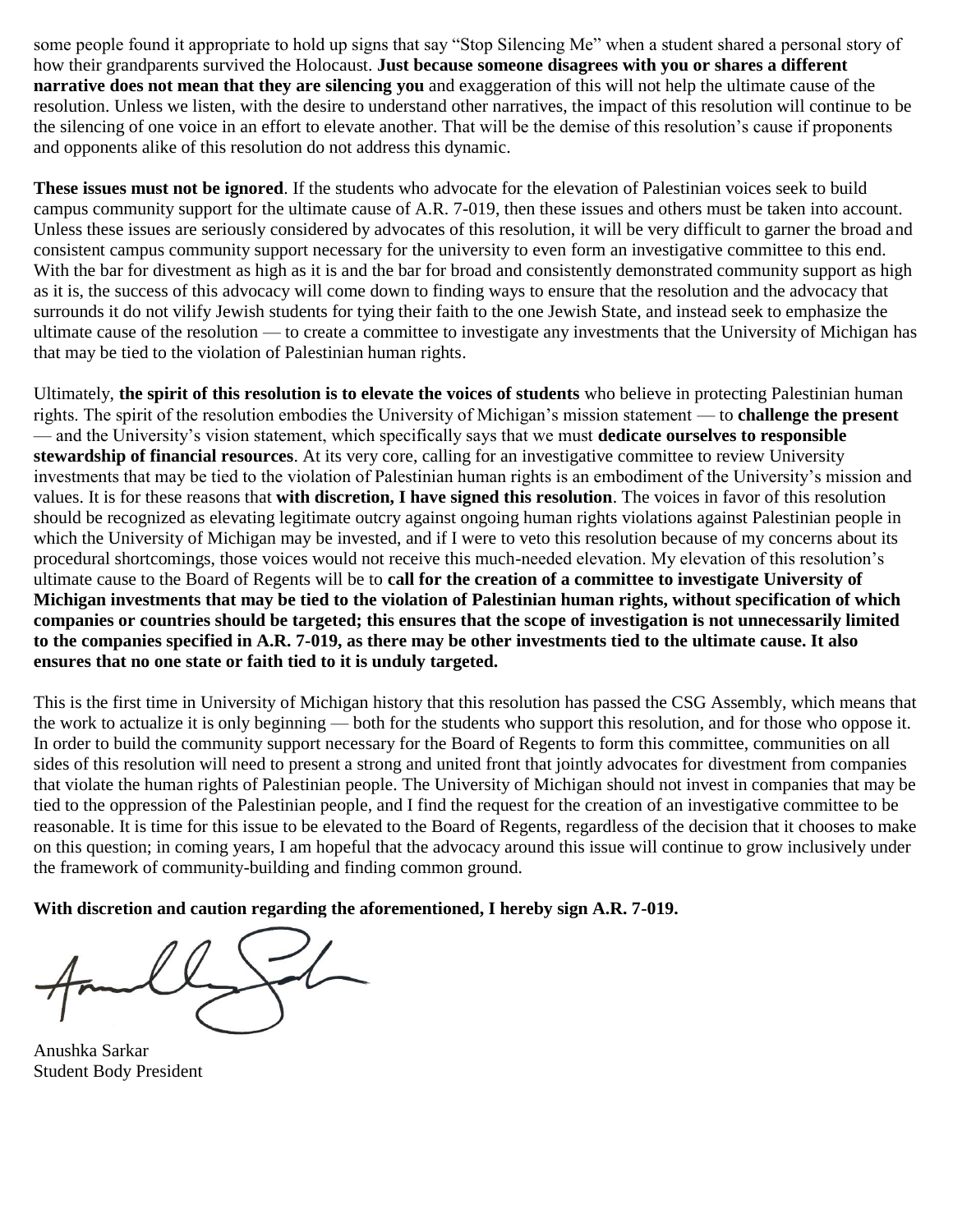some people found it appropriate to hold up signs that say "Stop Silencing Me" when a student shared a personal story of how their grandparents survived the Holocaust. **Just because someone disagrees with you or shares a different narrative does not mean that they are silencing you** and exaggeration of this will not help the ultimate cause of the resolution. Unless we listen, with the desire to understand other narratives, the impact of this resolution will continue to be the silencing of one voice in an effort to elevate another. That will be the demise of this resolution's cause if proponents and opponents alike of this resolution do not address this dynamic.

**These issues must not be ignored**. If the students who advocate for the elevation of Palestinian voices seek to build campus community support for the ultimate cause of A.R. 7-019, then these issues and others must be taken into account. Unless these issues are seriously considered by advocates of this resolution, it will be very difficult to garner the broad and consistent campus community support necessary for the university to even form an investigative committee to this end. With the bar for divestment as high as it is and the bar for broad and consistently demonstrated community support as high as it is, the success of this advocacy will come down to finding ways to ensure that the resolution and the advocacy that surrounds it do not vilify Jewish students for tying their faith to the one Jewish State, and instead seek to emphasize the ultimate cause of the resolution — to create a committee to investigate any investments that the University of Michigan has that may be tied to the violation of Palestinian human rights.

Ultimately, **the spirit of this resolution is to elevate the voices of students** who believe in protecting Palestinian human rights. The spirit of the resolution embodies the University of Michigan's mission statement — to **challenge the present** — and the University's vision statement, which specifically says that we must **dedicate ourselves to responsible stewardship of financial resources**. At its very core, calling for an investigative committee to review University investments that may be tied to the violation of Palestinian human rights is an embodiment of the University's mission and values. It is for these reasons that **with discretion, I have signed this resolution**. The voices in favor of this resolution should be recognized as elevating legitimate outcry against ongoing human rights violations against Palestinian people in which the University of Michigan may be invested, and if I were to veto this resolution because of my concerns about its procedural shortcomings, those voices would not receive this much-needed elevation. My elevation of this resolution's ultimate cause to the Board of Regents will be to **call for the creation of a committee to investigate University of Michigan investments that may be tied to the violation of Palestinian human rights, without specification of which companies or countries should be targeted; this ensures that the scope of investigation is not unnecessarily limited to the companies specified in A.R. 7-019, as there may be other investments tied to the ultimate cause. It also ensures that no one state or faith tied to it is unduly targeted.**

This is the first time in University of Michigan history that this resolution has passed the CSG Assembly, which means that the work to actualize it is only beginning — both for the students who support this resolution, and for those who oppose it. In order to build the community support necessary for the Board of Regents to form this committee, communities on all sides of this resolution will need to present a strong and united front that jointly advocates for divestment from companies that violate the human rights of Palestinian people. The University of Michigan should not invest in companies that may be tied to the oppression of the Palestinian people, and I find the request for the creation of an investigative committee to be reasonable. It is time for this issue to be elevated to the Board of Regents, regardless of the decision that it chooses to make on this question; in coming years, I am hopeful that the advocacy around this issue will continue to grow inclusively under the framework of community-building and finding common ground.

**With discretion and caution regarding the aforementioned, I hereby sign A.R. 7-019.**

Anushka Sarkar
Student Body President